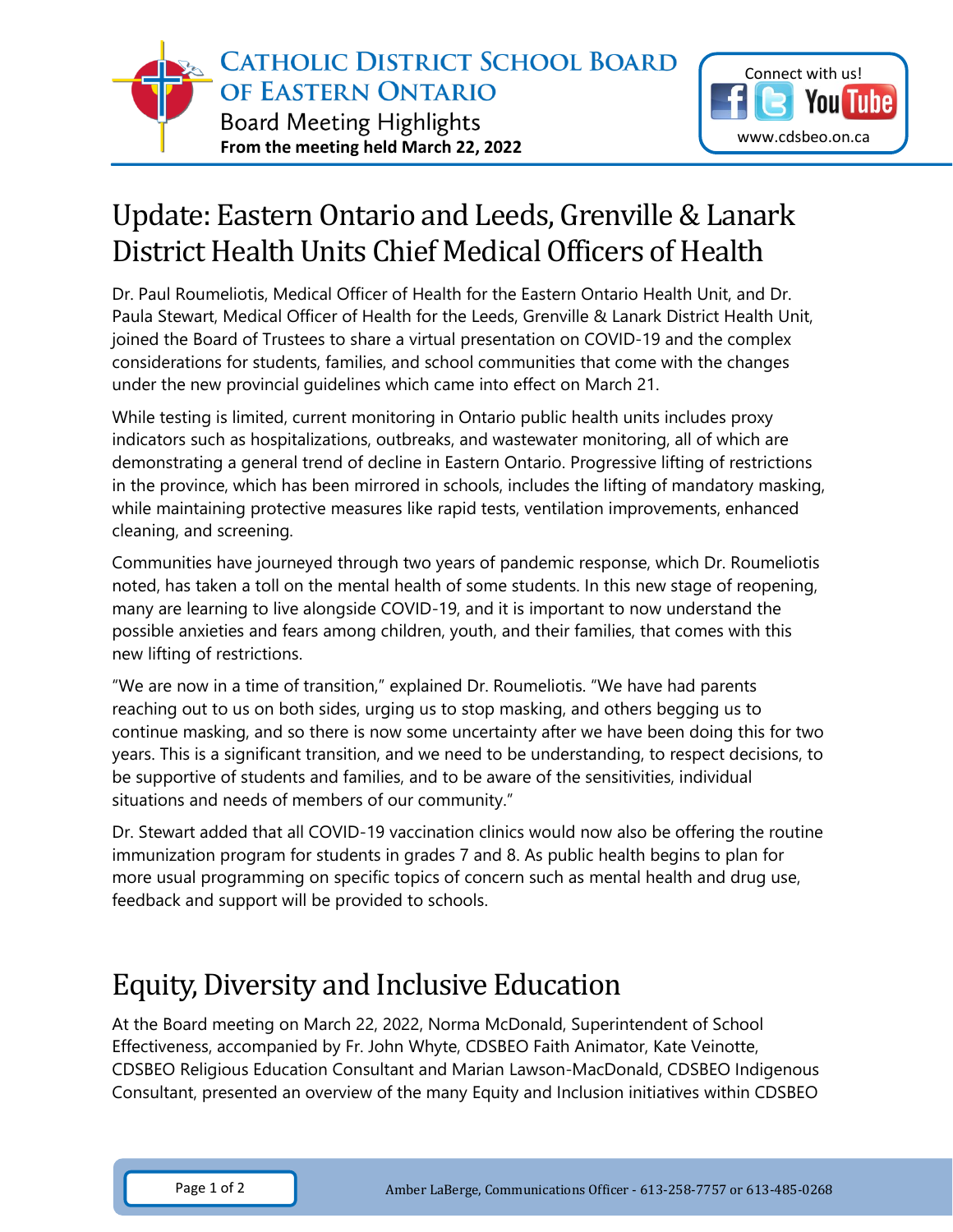**Catholic District School Board of Eastern Ontario**
Board Meeting Highlights
**From the meeting held March 22, 2022**

Connect with us!
www.cdsbeo.on.ca

# Update: Eastern Ontario and Leeds, Grenville & Lanark District Health Units Chief Medical Officers of Health

Dr. Paul Roumeliotis, Medical Officer of Health for the Eastern Ontario Health Unit, and Dr. Paula Stewart, Medical Officer of Health for the Leeds, Grenville & Lanark District Health Unit, joined the Board of Trustees to share a virtual presentation on COVID-19 and the complex considerations for students, families, and school communities that come with the changes under the new provincial guidelines which came into effect on March 21.

While testing is limited, current monitoring in Ontario public health units includes proxy indicators such as hospitalizations, outbreaks, and wastewater monitoring, all of which are demonstrating a general trend of decline in Eastern Ontario. Progressive lifting of restrictions in the province, which has been mirrored in schools, includes the lifting of mandatory masking, while maintaining protective measures like rapid tests, ventilation improvements, enhanced cleaning, and screening.

Communities have journeyed through two years of pandemic response, which Dr. Roumeliotis noted, has taken a toll on the mental health of some students. In this new stage of reopening, many are learning to live alongside COVID-19, and it is important to now understand the possible anxieties and fears among children, youth, and their families, that comes with this new lifting of restrictions.

"We are now in a time of transition," explained Dr. Roumeliotis. "We have had parents reaching out to us on both sides, urging us to stop masking, and others begging us to continue masking, and so there is now some uncertainty after we have been doing this for two years. This is a significant transition, and we need to be understanding, to respect decisions, to be supportive of students and families, and to be aware of the sensitivities, individual situations and needs of members of our community."

Dr. Stewart added that all COVID-19 vaccination clinics would now also be offering the routine immunization program for students in grades 7 and 8. As public health begins to plan for more usual programming on specific topics of concern such as mental health and drug use, feedback and support will be provided to schools.

# Equity, Diversity and Inclusive Education

At the Board meeting on March 22, 2022, Norma McDonald, Superintendent of School Effectiveness, accompanied by Fr. John Whyte, CDSBEO Faith Animator, Kate Veinotte, CDSBEO Religious Education Consultant and Marian Lawson-MacDonald, CDSBEO Indigenous Consultant, presented an overview of the many Equity and Inclusion initiatives within CDSBEO

Amber LaBerge, Communications Officer - 613-258-7757 or 613-485-0268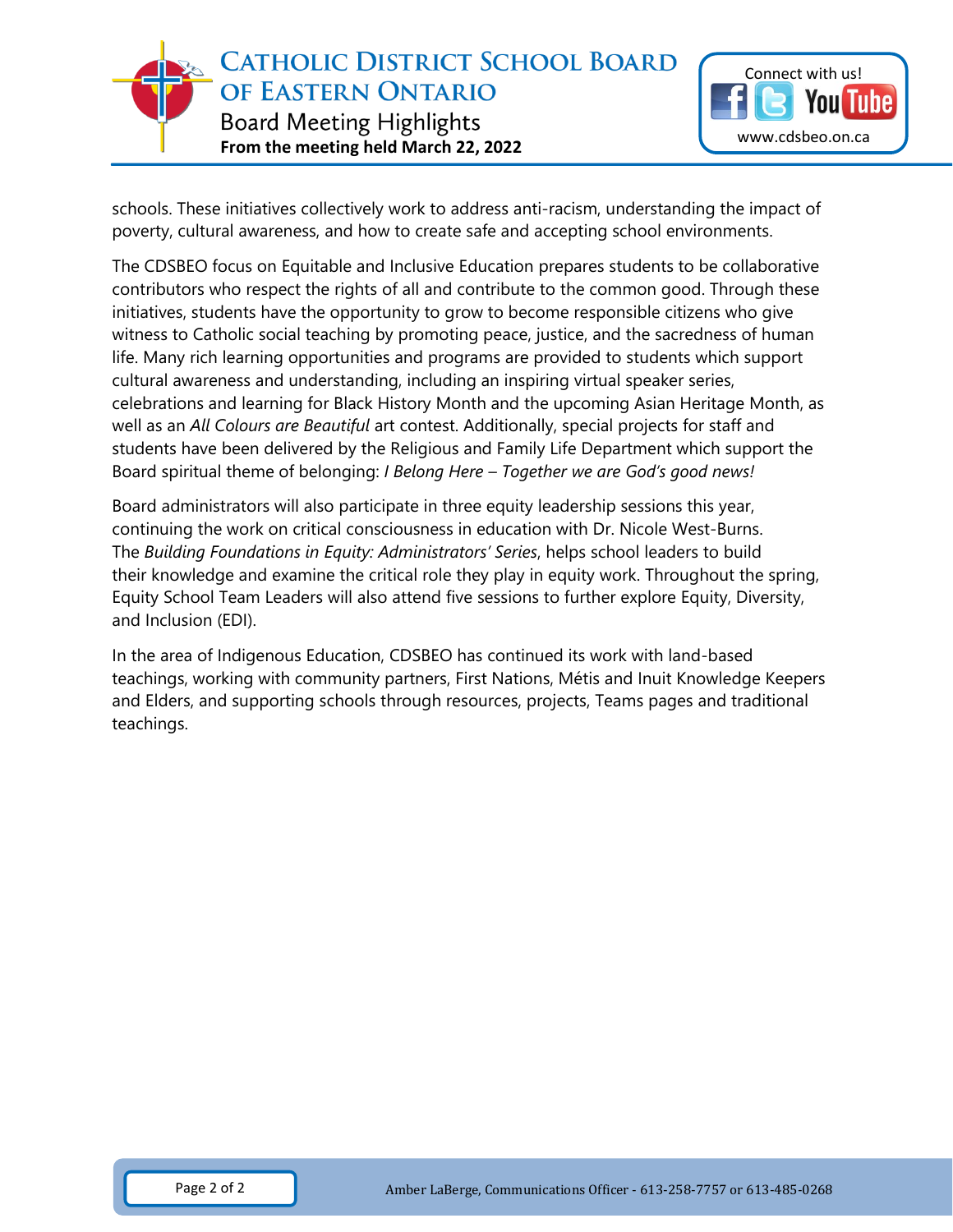schools. These initiatives collectively work to address anti-racism, understanding the impact of poverty, cultural awareness, and how to create safe and accepting school environments.

The CDSBEO focus on Equitable and Inclusive Education prepares students to be collaborative contributors who respect the rights of all and contribute to the common good. Through these initiatives, students have the opportunity to grow to become responsible citizens who give witness to Catholic social teaching by promoting peace, justice, and the sacredness of human life. Many rich learning opportunities and programs are provided to students which support cultural awareness and understanding, including an inspiring virtual speaker series, celebrations and learning for Black History Month and the upcoming Asian Heritage Month, as well as an *All Colours are Beautiful* art contest. Additionally, special projects for staff and students have been delivered by the Religious and Family Life Department which support the Board spiritual theme of belonging: *I Belong Here – Together we are God's good news!*

Board administrators will also participate in three equity leadership sessions this year, continuing the work on critical consciousness in education with Dr. Nicole West-Burns. The *Building Foundations in Equity: Administrators' Series*, helps school leaders to build their knowledge and examine the critical role they play in equity work. Throughout the spring, Equity School Team Leaders will also attend five sessions to further explore Equity, Diversity, and Inclusion (EDI).

In the area of Indigenous Education, CDSBEO has continued its work with land-based teachings, working with community partners, First Nations, Métis and Inuit Knowledge Keepers and Elders, and supporting schools through resources, projects, Teams pages and traditional teachings.